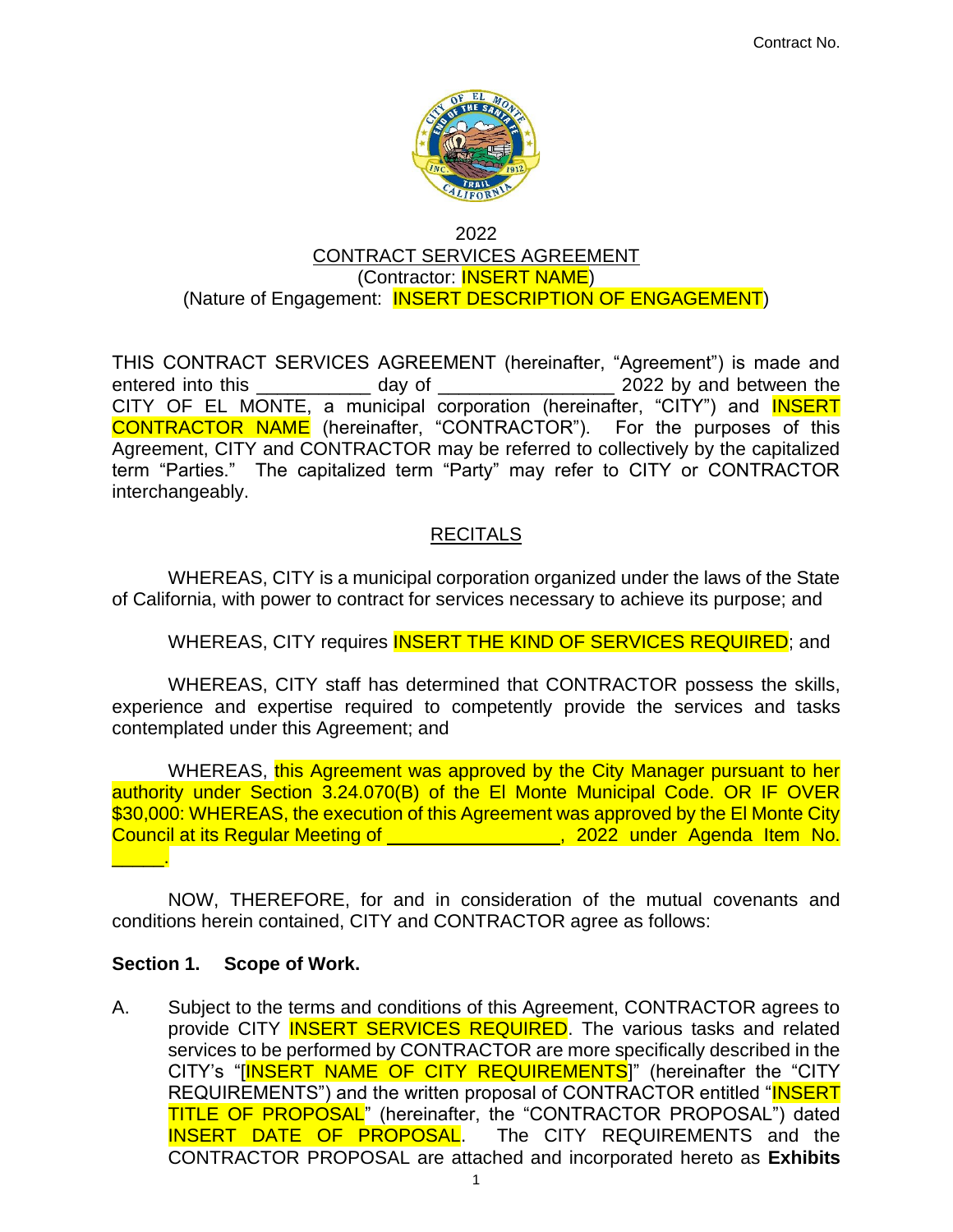Contract No.

2022

CONTRACT SERVICES AGREEMENT

(Contractor: INSERT NAME)

(Nature of Engagement: INSERT DESCRIPTION OF ENGAGEMENT)

THIS CONTRACT SERVICES AGREEMENT (hereinafter, "Agreement") is made and entered into this ___________ day of _________________ 2022 by and between the CITY OF EL MONTE, a municipal corporation (hereinafter, "CITY") and INSERT CONTRACTOR NAME (hereinafter, "CONTRACTOR"). For the purposes of this Agreement, CITY and CONTRACTOR may be referred to collectively by the capitalized term "Parties." The capitalized term "Party" may refer to CITY or CONTRACTOR interchangeably.

## RECITALS

WHEREAS, CITY is a municipal corporation organized under the laws of the State of California, with power to contract for services necessary to achieve its purpose; and

WHEREAS, CITY requires INSERT THE KIND OF SERVICES REQUIRED; and

WHEREAS, CITY staff has determined that CONTRACTOR possess the skills, experience and expertise required to competently provide the services and tasks contemplated under this Agreement; and

WHEREAS, this Agreement was approved by the City Manager pursuant to her authority under Section 3.24.070(B) of the El Monte Municipal Code. OR IF OVER $30,000: WHEREAS, the execution of this Agreement was approved by the El Monte City Council at its Regular Meeting of _________________, 2022 under Agenda Item No. _____.

NOW, THEREFORE, for and in consideration of the mutual covenants and conditions herein contained, CITY and CONTRACTOR agree as follows:

**Section 1. Scope of Work.**

A. Subject to the terms and conditions of this Agreement, CONTRACTOR agrees to provide CITY INSERT SERVICES REQUIRED. The various tasks and related services to be performed by CONTRACTOR are more specifically described in the CITY's "[INSERT NAME OF CITY REQUIREMENTS]" (hereinafter the "CITY REQUIREMENTS") and the written proposal of CONTRACTOR entitled "INSERT TITLE OF PROPOSAL" (hereinafter, the "CONTRACTOR PROPOSAL") dated INSERT DATE OF PROPOSAL. The CITY REQUIREMENTS and the CONTRACTOR PROPOSAL are attached and incorporated hereto as **Exhibits**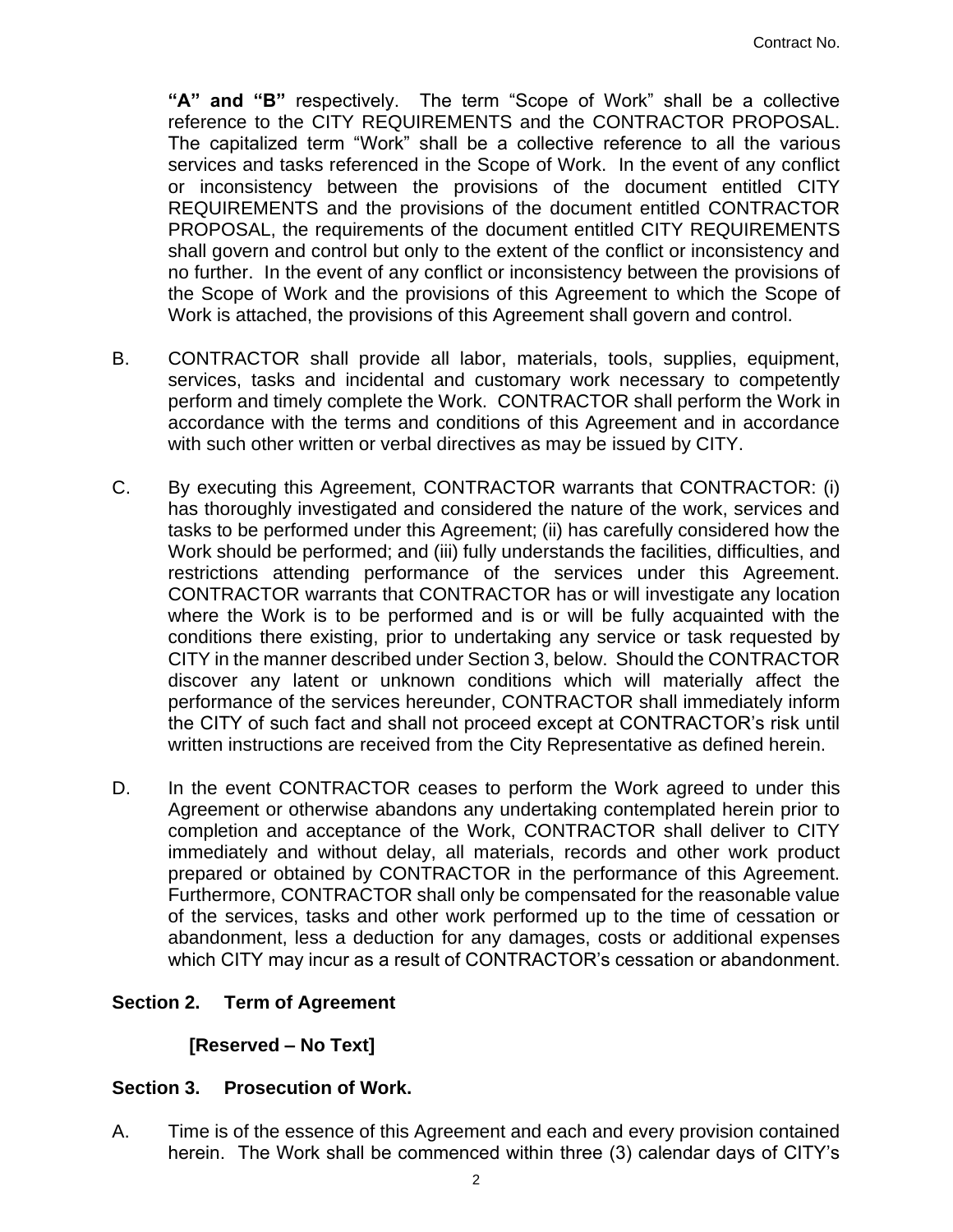**"A" and "B"** respectively. The term "Scope of Work" shall be a collective reference to the CITY REQUIREMENTS and the CONTRACTOR PROPOSAL. The capitalized term "Work" shall be a collective reference to all the various services and tasks referenced in the Scope of Work. In the event of any conflict or inconsistency between the provisions of the document entitled CITY REQUIREMENTS and the provisions of the document entitled CONTRACTOR PROPOSAL, the requirements of the document entitled CITY REQUIREMENTS shall govern and control but only to the extent of the conflict or inconsistency and no further. In the event of any conflict or inconsistency between the provisions of the Scope of Work and the provisions of this Agreement to which the Scope of Work is attached, the provisions of this Agreement shall govern and control.

B. CONTRACTOR shall provide all labor, materials, tools, supplies, equipment, services, tasks and incidental and customary work necessary to competently perform and timely complete the Work. CONTRACTOR shall perform the Work in accordance with the terms and conditions of this Agreement and in accordance with such other written or verbal directives as may be issued by CITY.

C. By executing this Agreement, CONTRACTOR warrants that CONTRACTOR: (i) has thoroughly investigated and considered the nature of the work, services and tasks to be performed under this Agreement; (ii) has carefully considered how the Work should be performed; and (iii) fully understands the facilities, difficulties, and restrictions attending performance of the services under this Agreement. CONTRACTOR warrants that CONTRACTOR has or will investigate any location where the Work is to be performed and is or will be fully acquainted with the conditions there existing, prior to undertaking any service or task requested by CITY in the manner described under Section 3, below. Should the CONTRACTOR discover any latent or unknown conditions which will materially affect the performance of the services hereunder, CONTRACTOR shall immediately inform the CITY of such fact and shall not proceed except at CONTRACTOR's risk until written instructions are received from the City Representative as defined herein.

D. In the event CONTRACTOR ceases to perform the Work agreed to under this Agreement or otherwise abandons any undertaking contemplated herein prior to completion and acceptance of the Work, CONTRACTOR shall deliver to CITY immediately and without delay, all materials, records and other work product prepared or obtained by CONTRACTOR in the performance of this Agreement. Furthermore, CONTRACTOR shall only be compensated for the reasonable value of the services, tasks and other work performed up to the time of cessation or abandonment, less a deduction for any damages, costs or additional expenses which CITY may incur as a result of CONTRACTOR's cessation or abandonment.

## Section 2. Term of Agreement

**[Reserved – No Text]**

## Section 3. Prosecution of Work.

A. Time is of the essence of this Agreement and each and every provision contained herein. The Work shall be commenced within three (3) calendar days of CITY's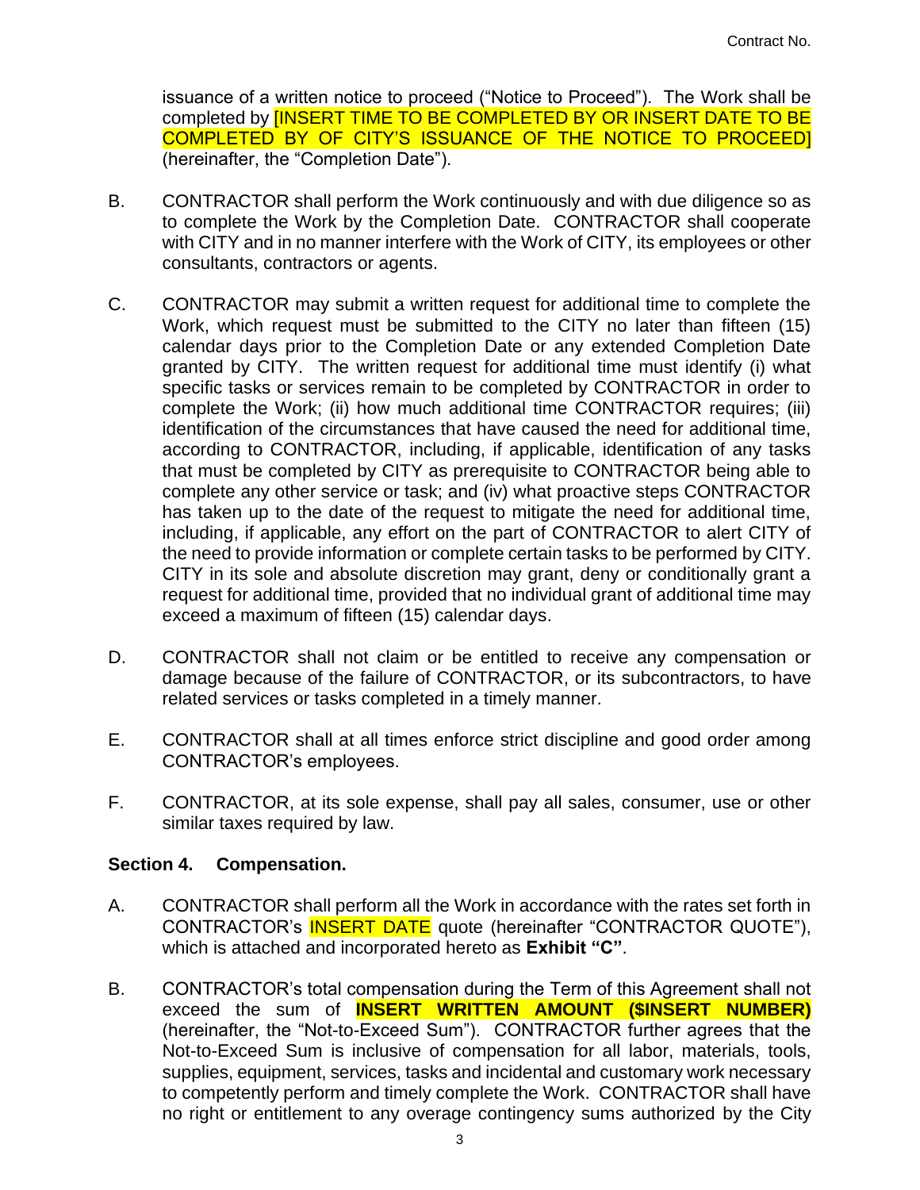issuance of a written notice to proceed ("Notice to Proceed"). The Work shall be completed by [INSERT TIME TO BE COMPLETED BY OR INSERT DATE TO BE COMPLETED BY OF CITY'S ISSUANCE OF THE NOTICE TO PROCEED] (hereinafter, the "Completion Date").

B. CONTRACTOR shall perform the Work continuously and with due diligence so as to complete the Work by the Completion Date. CONTRACTOR shall cooperate with CITY and in no manner interfere with the Work of CITY, its employees or other consultants, contractors or agents.

C. CONTRACTOR may submit a written request for additional time to complete the Work, which request must be submitted to the CITY no later than fifteen (15) calendar days prior to the Completion Date or any extended Completion Date granted by CITY. The written request for additional time must identify (i) what specific tasks or services remain to be completed by CONTRACTOR in order to complete the Work; (ii) how much additional time CONTRACTOR requires; (iii) identification of the circumstances that have caused the need for additional time, according to CONTRACTOR, including, if applicable, identification of any tasks that must be completed by CITY as prerequisite to CONTRACTOR being able to complete any other service or task; and (iv) what proactive steps CONTRACTOR has taken up to the date of the request to mitigate the need for additional time, including, if applicable, any effort on the part of CONTRACTOR to alert CITY of the need to provide information or complete certain tasks to be performed by CITY. CITY in its sole and absolute discretion may grant, deny or conditionally grant a request for additional time, provided that no individual grant of additional time may exceed a maximum of fifteen (15) calendar days.

D. CONTRACTOR shall not claim or be entitled to receive any compensation or damage because of the failure of CONTRACTOR, or its subcontractors, to have related services or tasks completed in a timely manner.

E. CONTRACTOR shall at all times enforce strict discipline and good order among CONTRACTOR's employees.

F. CONTRACTOR, at its sole expense, shall pay all sales, consumer, use or other similar taxes required by law.

**Section 4. Compensation.**

A. CONTRACTOR shall perform all the Work in accordance with the rates set forth in CONTRACTOR's INSERT DATE quote (hereinafter "CONTRACTOR QUOTE"), which is attached and incorporated hereto as **Exhibit "C"**.

B. CONTRACTOR's total compensation during the Term of this Agreement shall not exceed the sum of **INSERT WRITTEN AMOUNT ($INSERT NUMBER)** (hereinafter, the "Not-to-Exceed Sum"). CONTRACTOR further agrees that the Not-to-Exceed Sum is inclusive of compensation for all labor, materials, tools, supplies, equipment, services, tasks and incidental and customary work necessary to competently perform and timely complete the Work. CONTRACTOR shall have no right or entitlement to any overage contingency sums authorized by the City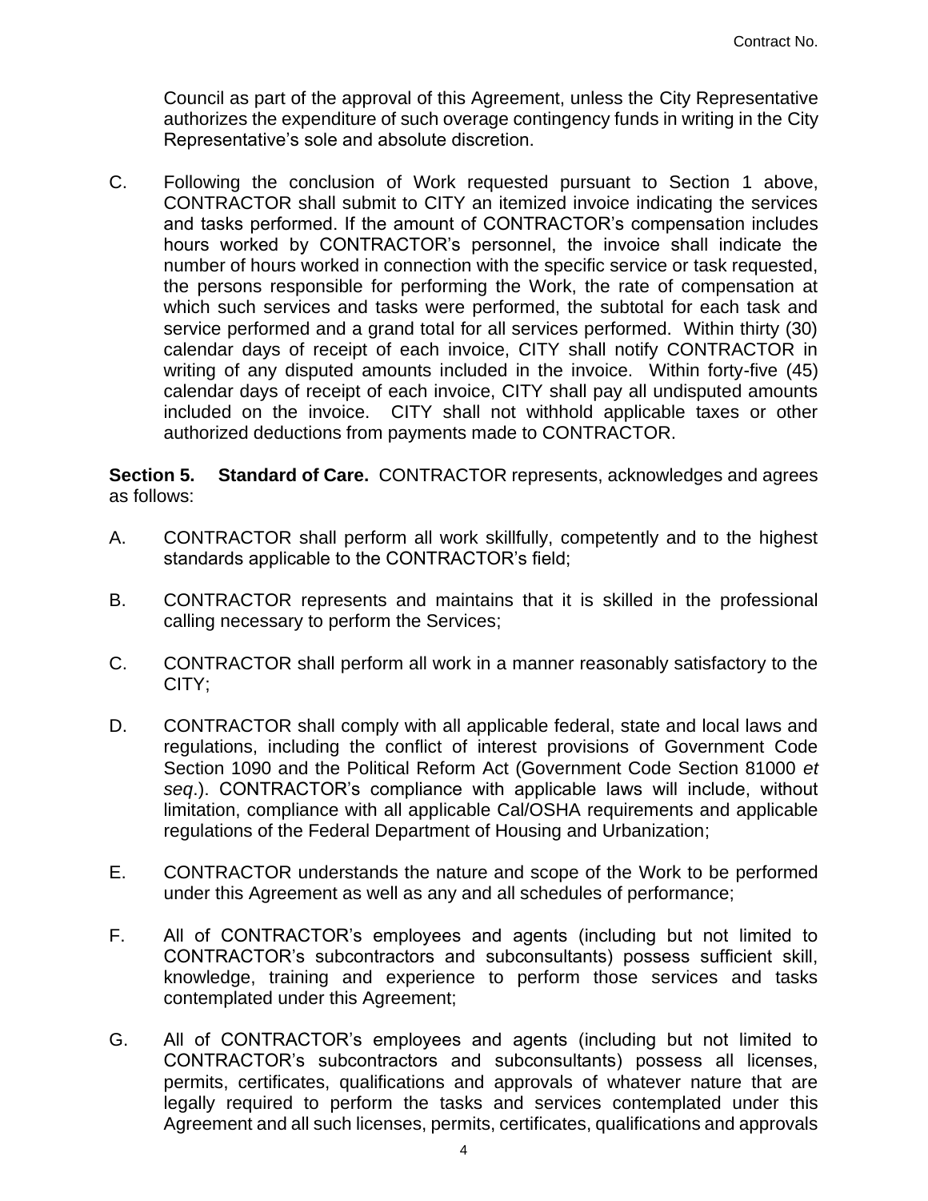Council as part of the approval of this Agreement, unless the City Representative authorizes the expenditure of such overage contingency funds in writing in the City Representative's sole and absolute discretion.

C. Following the conclusion of Work requested pursuant to Section 1 above, CONTRACTOR shall submit to CITY an itemized invoice indicating the services and tasks performed. If the amount of CONTRACTOR's compensation includes hours worked by CONTRACTOR's personnel, the invoice shall indicate the number of hours worked in connection with the specific service or task requested, the persons responsible for performing the Work, the rate of compensation at which such services and tasks were performed, the subtotal for each task and service performed and a grand total for all services performed. Within thirty (30) calendar days of receipt of each invoice, CITY shall notify CONTRACTOR in writing of any disputed amounts included in the invoice. Within forty-five (45) calendar days of receipt of each invoice, CITY shall pay all undisputed amounts included on the invoice. CITY shall not withhold applicable taxes or other authorized deductions from payments made to CONTRACTOR.

**Section 5. Standard of Care.** CONTRACTOR represents, acknowledges and agrees as follows:

A. CONTRACTOR shall perform all work skillfully, competently and to the highest standards applicable to the CONTRACTOR's field;

B. CONTRACTOR represents and maintains that it is skilled in the professional calling necessary to perform the Services;

C. CONTRACTOR shall perform all work in a manner reasonably satisfactory to the CITY;

D. CONTRACTOR shall comply with all applicable federal, state and local laws and regulations, including the conflict of interest provisions of Government Code Section 1090 and the Political Reform Act (Government Code Section 81000 *et seq*.). CONTRACTOR's compliance with applicable laws will include, without limitation, compliance with all applicable Cal/OSHA requirements and applicable regulations of the Federal Department of Housing and Urbanization;

E. CONTRACTOR understands the nature and scope of the Work to be performed under this Agreement as well as any and all schedules of performance;

F. All of CONTRACTOR's employees and agents (including but not limited to CONTRACTOR's subcontractors and subconsultants) possess sufficient skill, knowledge, training and experience to perform those services and tasks contemplated under this Agreement;

G. All of CONTRACTOR's employees and agents (including but not limited to CONTRACTOR's subcontractors and subconsultants) possess all licenses, permits, certificates, qualifications and approvals of whatever nature that are legally required to perform the tasks and services contemplated under this Agreement and all such licenses, permits, certificates, qualifications and approvals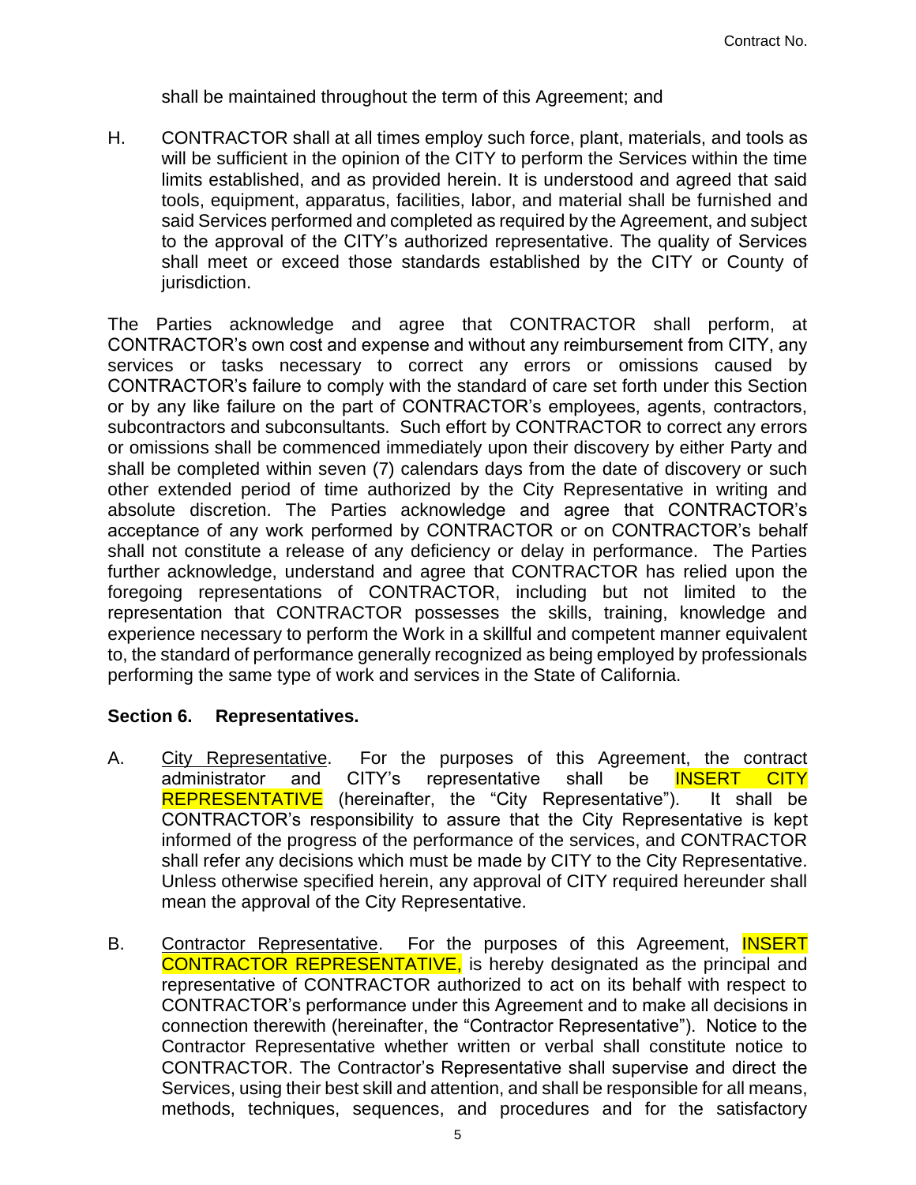shall be maintained throughout the term of this Agreement; and

H. CONTRACTOR shall at all times employ such force, plant, materials, and tools as will be sufficient in the opinion of the CITY to perform the Services within the time limits established, and as provided herein. It is understood and agreed that said tools, equipment, apparatus, facilities, labor, and material shall be furnished and said Services performed and completed as required by the Agreement, and subject to the approval of the CITY's authorized representative. The quality of Services shall meet or exceed those standards established by the CITY or County of jurisdiction.

The Parties acknowledge and agree that CONTRACTOR shall perform, at CONTRACTOR's own cost and expense and without any reimbursement from CITY, any services or tasks necessary to correct any errors or omissions caused by CONTRACTOR's failure to comply with the standard of care set forth under this Section or by any like failure on the part of CONTRACTOR's employees, agents, contractors, subcontractors and subconsultants. Such effort by CONTRACTOR to correct any errors or omissions shall be commenced immediately upon their discovery by either Party and shall be completed within seven (7) calendars days from the date of discovery or such other extended period of time authorized by the City Representative in writing and absolute discretion. The Parties acknowledge and agree that CONTRACTOR's acceptance of any work performed by CONTRACTOR or on CONTRACTOR's behalf shall not constitute a release of any deficiency or delay in performance. The Parties further acknowledge, understand and agree that CONTRACTOR has relied upon the foregoing representations of CONTRACTOR, including but not limited to the representation that CONTRACTOR possesses the skills, training, knowledge and experience necessary to perform the Work in a skillful and competent manner equivalent to, the standard of performance generally recognized as being employed by professionals performing the same type of work and services in the State of California.

**Section 6. Representatives.**

A. City Representative. For the purposes of this Agreement, the contract administrator and CITY's representative shall be INSERT CITY REPRESENTATIVE (hereinafter, the "City Representative"). It shall be CONTRACTOR's responsibility to assure that the City Representative is kept informed of the progress of the performance of the services, and CONTRACTOR shall refer any decisions which must be made by CITY to the City Representative. Unless otherwise specified herein, any approval of CITY required hereunder shall mean the approval of the City Representative.

B. Contractor Representative. For the purposes of this Agreement, INSERT CONTRACTOR REPRESENTATIVE, is hereby designated as the principal and representative of CONTRACTOR authorized to act on its behalf with respect to CONTRACTOR's performance under this Agreement and to make all decisions in connection therewith (hereinafter, the "Contractor Representative"). Notice to the Contractor Representative whether written or verbal shall constitute notice to CONTRACTOR. The Contractor's Representative shall supervise and direct the Services, using their best skill and attention, and shall be responsible for all means, methods, techniques, sequences, and procedures and for the satisfactory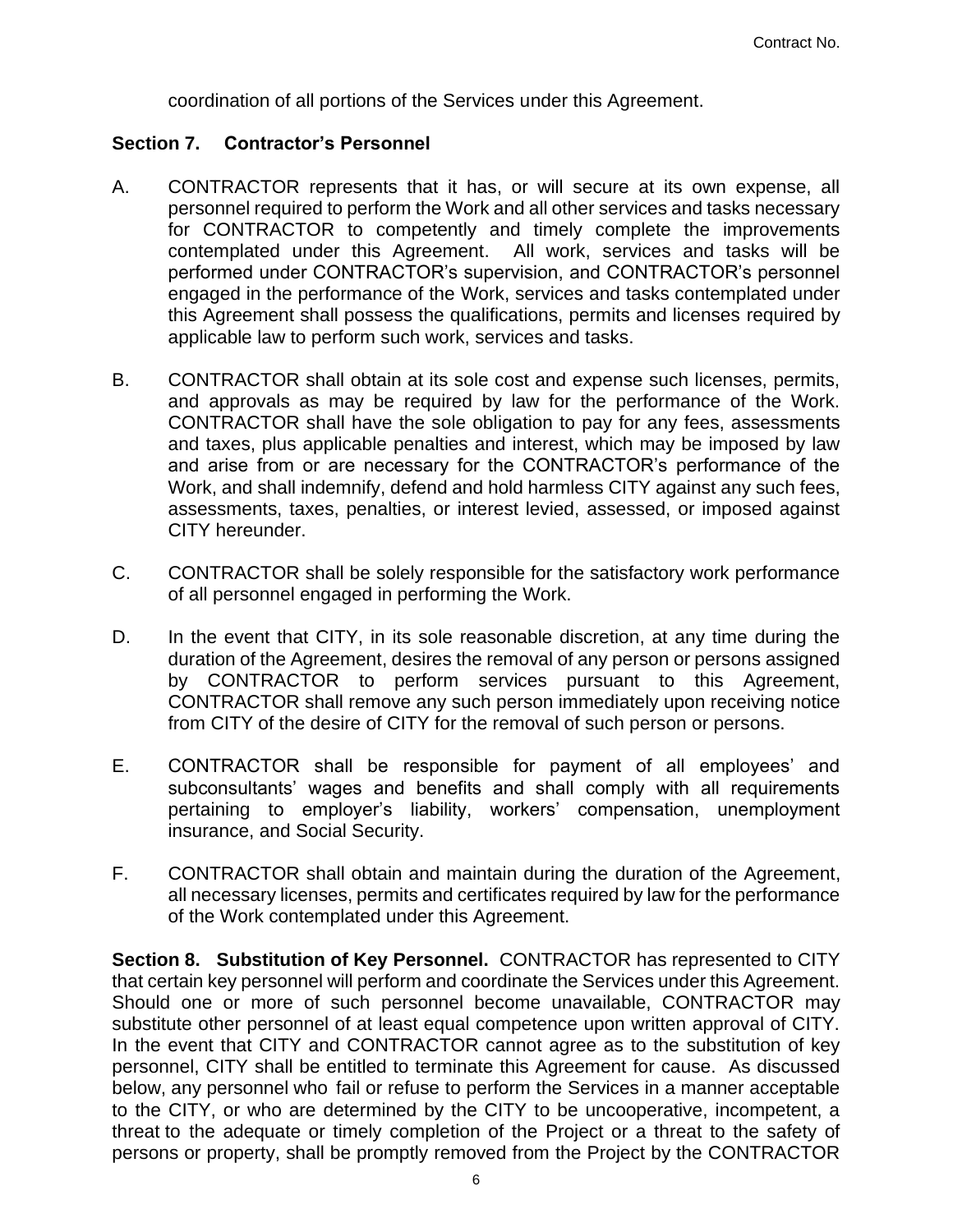coordination of all portions of the Services under this Agreement.

## Section 7. Contractor's Personnel

A. CONTRACTOR represents that it has, or will secure at its own expense, all personnel required to perform the Work and all other services and tasks necessary for CONTRACTOR to competently and timely complete the improvements contemplated under this Agreement. All work, services and tasks will be performed under CONTRACTOR's supervision, and CONTRACTOR's personnel engaged in the performance of the Work, services and tasks contemplated under this Agreement shall possess the qualifications, permits and licenses required by applicable law to perform such work, services and tasks.

B. CONTRACTOR shall obtain at its sole cost and expense such licenses, permits, and approvals as may be required by law for the performance of the Work. CONTRACTOR shall have the sole obligation to pay for any fees, assessments and taxes, plus applicable penalties and interest, which may be imposed by law and arise from or are necessary for the CONTRACTOR's performance of the Work, and shall indemnify, defend and hold harmless CITY against any such fees, assessments, taxes, penalties, or interest levied, assessed, or imposed against CITY hereunder.

C. CONTRACTOR shall be solely responsible for the satisfactory work performance of all personnel engaged in performing the Work.

D. In the event that CITY, in its sole reasonable discretion, at any time during the duration of the Agreement, desires the removal of any person or persons assigned by CONTRACTOR to perform services pursuant to this Agreement, CONTRACTOR shall remove any such person immediately upon receiving notice from CITY of the desire of CITY for the removal of such person or persons.

E. CONTRACTOR shall be responsible for payment of all employees' and subconsultants' wages and benefits and shall comply with all requirements pertaining to employer's liability, workers' compensation, unemployment insurance, and Social Security.

F. CONTRACTOR shall obtain and maintain during the duration of the Agreement, all necessary licenses, permits and certificates required by law for the performance of the Work contemplated under this Agreement.

**Section 8. Substitution of Key Personnel.** CONTRACTOR has represented to CITY that certain key personnel will perform and coordinate the Services under this Agreement. Should one or more of such personnel become unavailable, CONTRACTOR may substitute other personnel of at least equal competence upon written approval of CITY. In the event that CITY and CONTRACTOR cannot agree as to the substitution of key personnel, CITY shall be entitled to terminate this Agreement for cause. As discussed below, any personnel who fail or refuse to perform the Services in a manner acceptable to the CITY, or who are determined by the CITY to be uncooperative, incompetent, a threat to the adequate or timely completion of the Project or a threat to the safety of persons or property, shall be promptly removed from the Project by the CONTRACTOR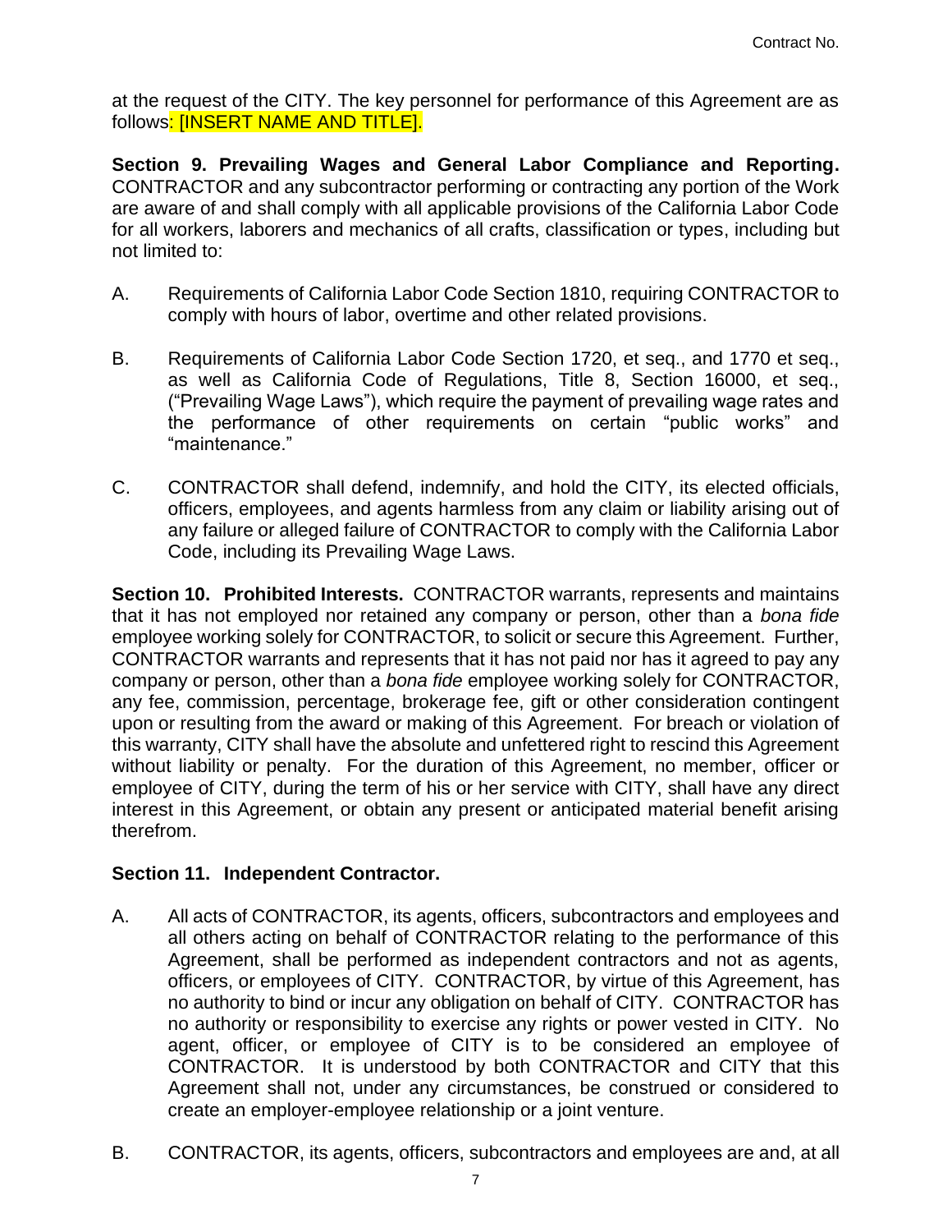at the request of the CITY. The key personnel for performance of this Agreement are as follows: [INSERT NAME AND TITLE].

**Section 9. Prevailing Wages and General Labor Compliance and Reporting.** CONTRACTOR and any subcontractor performing or contracting any portion of the Work are aware of and shall comply with all applicable provisions of the California Labor Code for all workers, laborers and mechanics of all crafts, classification or types, including but not limited to:

A. Requirements of California Labor Code Section 1810, requiring CONTRACTOR to comply with hours of labor, overtime and other related provisions.

B. Requirements of California Labor Code Section 1720, et seq., and 1770 et seq., as well as California Code of Regulations, Title 8, Section 16000, et seq., ("Prevailing Wage Laws"), which require the payment of prevailing wage rates and the performance of other requirements on certain "public works" and "maintenance."

C. CONTRACTOR shall defend, indemnify, and hold the CITY, its elected officials, officers, employees, and agents harmless from any claim or liability arising out of any failure or alleged failure of CONTRACTOR to comply with the California Labor Code, including its Prevailing Wage Laws.

**Section 10. Prohibited Interests.** CONTRACTOR warrants, represents and maintains that it has not employed nor retained any company or person, other than a *bona fide* employee working solely for CONTRACTOR, to solicit or secure this Agreement. Further, CONTRACTOR warrants and represents that it has not paid nor has it agreed to pay any company or person, other than a *bona fide* employee working solely for CONTRACTOR, any fee, commission, percentage, brokerage fee, gift or other consideration contingent upon or resulting from the award or making of this Agreement. For breach or violation of this warranty, CITY shall have the absolute and unfettered right to rescind this Agreement without liability or penalty. For the duration of this Agreement, no member, officer or employee of CITY, during the term of his or her service with CITY, shall have any direct interest in this Agreement, or obtain any present or anticipated material benefit arising therefrom.

**Section 11. Independent Contractor.**

A. All acts of CONTRACTOR, its agents, officers, subcontractors and employees and all others acting on behalf of CONTRACTOR relating to the performance of this Agreement, shall be performed as independent contractors and not as agents, officers, or employees of CITY. CONTRACTOR, by virtue of this Agreement, has no authority to bind or incur any obligation on behalf of CITY. CONTRACTOR has no authority or responsibility to exercise any rights or power vested in CITY. No agent, officer, or employee of CITY is to be considered an employee of CONTRACTOR. It is understood by both CONTRACTOR and CITY that this Agreement shall not, under any circumstances, be construed or considered to create an employer-employee relationship or a joint venture.

B. CONTRACTOR, its agents, officers, subcontractors and employees are and, at all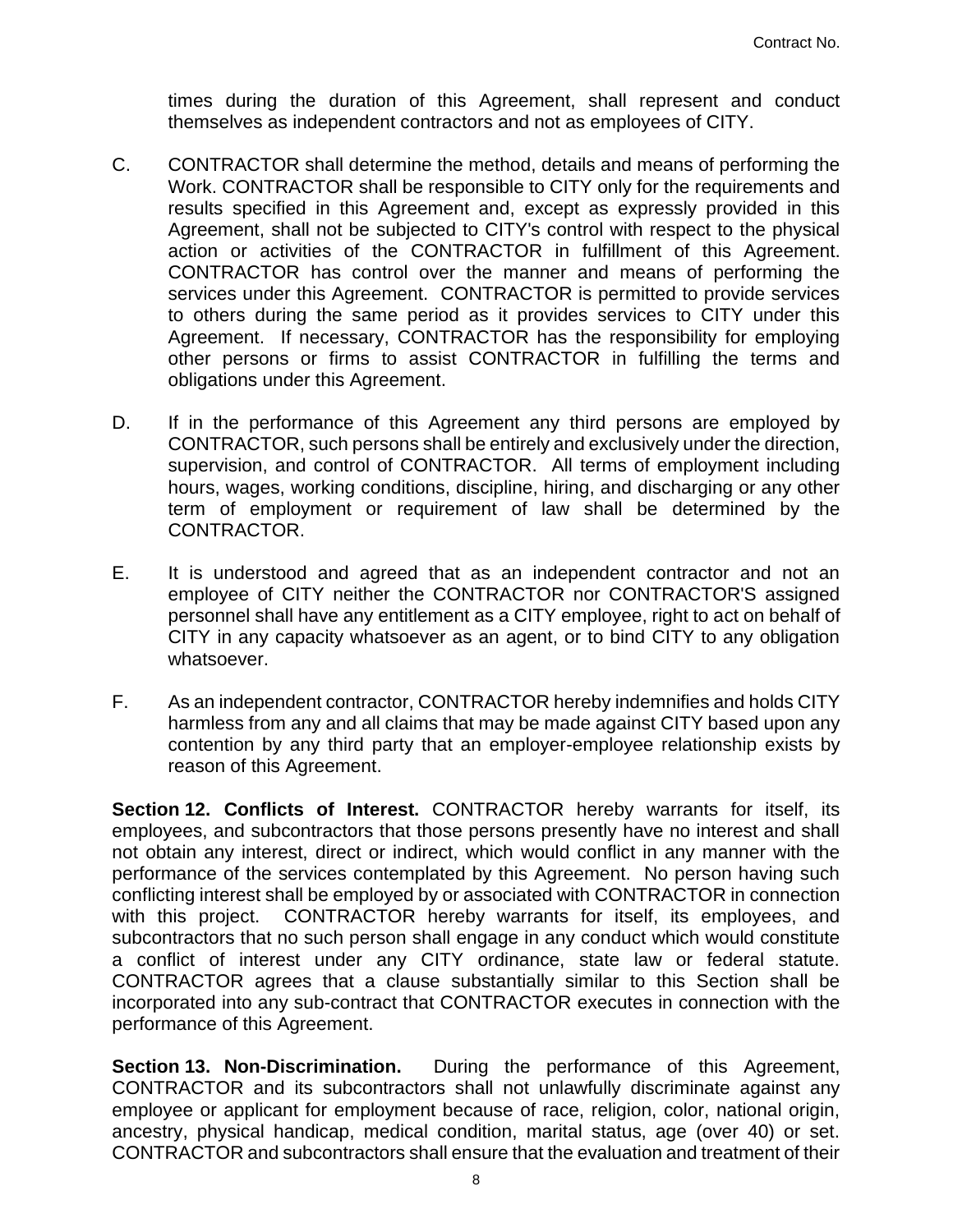times during the duration of this Agreement, shall represent and conduct themselves as independent contractors and not as employees of CITY.

C. CONTRACTOR shall determine the method, details and means of performing the Work. CONTRACTOR shall be responsible to CITY only for the requirements and results specified in this Agreement and, except as expressly provided in this Agreement, shall not be subjected to CITY's control with respect to the physical action or activities of the CONTRACTOR in fulfillment of this Agreement. CONTRACTOR has control over the manner and means of performing the services under this Agreement. CONTRACTOR is permitted to provide services to others during the same period as it provides services to CITY under this Agreement. If necessary, CONTRACTOR has the responsibility for employing other persons or firms to assist CONTRACTOR in fulfilling the terms and obligations under this Agreement.

D. If in the performance of this Agreement any third persons are employed by CONTRACTOR, such persons shall be entirely and exclusively under the direction, supervision, and control of CONTRACTOR. All terms of employment including hours, wages, working conditions, discipline, hiring, and discharging or any other term of employment or requirement of law shall be determined by the CONTRACTOR.

E. It is understood and agreed that as an independent contractor and not an employee of CITY neither the CONTRACTOR nor CONTRACTOR'S assigned personnel shall have any entitlement as a CITY employee, right to act on behalf of CITY in any capacity whatsoever as an agent, or to bind CITY to any obligation whatsoever.

F. As an independent contractor, CONTRACTOR hereby indemnifies and holds CITY harmless from any and all claims that may be made against CITY based upon any contention by any third party that an employer-employee relationship exists by reason of this Agreement.

**Section 12. Conflicts of Interest.** CONTRACTOR hereby warrants for itself, its employees, and subcontractors that those persons presently have no interest and shall not obtain any interest, direct or indirect, which would conflict in any manner with the performance of the services contemplated by this Agreement. No person having such conflicting interest shall be employed by or associated with CONTRACTOR in connection with this project. CONTRACTOR hereby warrants for itself, its employees, and subcontractors that no such person shall engage in any conduct which would constitute a conflict of interest under any CITY ordinance, state law or federal statute. CONTRACTOR agrees that a clause substantially similar to this Section shall be incorporated into any sub-contract that CONTRACTOR executes in connection with the performance of this Agreement.

**Section 13. Non-Discrimination.** During the performance of this Agreement, CONTRACTOR and its subcontractors shall not unlawfully discriminate against any employee or applicant for employment because of race, religion, color, national origin, ancestry, physical handicap, medical condition, marital status, age (over 40) or set. CONTRACTOR and subcontractors shall ensure that the evaluation and treatment of their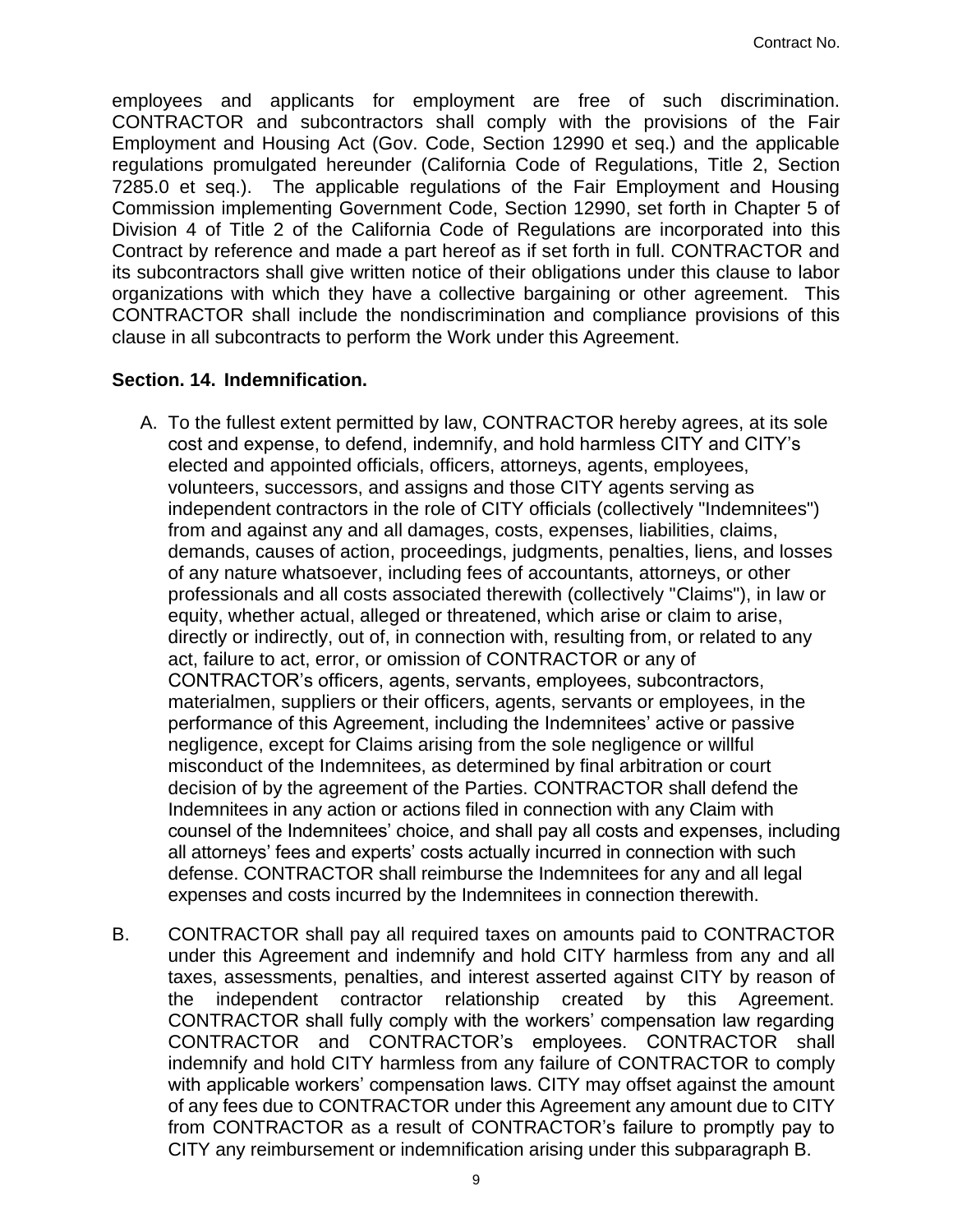employees and applicants for employment are free of such discrimination. CONTRACTOR and subcontractors shall comply with the provisions of the Fair Employment and Housing Act (Gov. Code, Section 12990 et seq.) and the applicable regulations promulgated hereunder (California Code of Regulations, Title 2, Section 7285.0 et seq.). The applicable regulations of the Fair Employment and Housing Commission implementing Government Code, Section 12990, set forth in Chapter 5 of Division 4 of Title 2 of the California Code of Regulations are incorporated into this Contract by reference and made a part hereof as if set forth in full. CONTRACTOR and its subcontractors shall give written notice of their obligations under this clause to labor organizations with which they have a collective bargaining or other agreement. This CONTRACTOR shall include the nondiscrimination and compliance provisions of this clause in all subcontracts to perform the Work under this Agreement.

**Section. 14. Indemnification.**

A. To the fullest extent permitted by law, CONTRACTOR hereby agrees, at its sole cost and expense, to defend, indemnify, and hold harmless CITY and CITY's elected and appointed officials, officers, attorneys, agents, employees, volunteers, successors, and assigns and those CITY agents serving as independent contractors in the role of CITY officials (collectively "Indemnitees") from and against any and all damages, costs, expenses, liabilities, claims, demands, causes of action, proceedings, judgments, penalties, liens, and losses of any nature whatsoever, including fees of accountants, attorneys, or other professionals and all costs associated therewith (collectively "Claims"), in law or equity, whether actual, alleged or threatened, which arise or claim to arise, directly or indirectly, out of, in connection with, resulting from, or related to any act, failure to act, error, or omission of CONTRACTOR or any of CONTRACTOR's officers, agents, servants, employees, subcontractors, materialmen, suppliers or their officers, agents, servants or employees, in the performance of this Agreement, including the Indemnitees' active or passive negligence, except for Claims arising from the sole negligence or willful misconduct of the Indemnitees, as determined by final arbitration or court decision of by the agreement of the Parties. CONTRACTOR shall defend the Indemnitees in any action or actions filed in connection with any Claim with counsel of the Indemnitees' choice, and shall pay all costs and expenses, including all attorneys' fees and experts' costs actually incurred in connection with such defense. CONTRACTOR shall reimburse the Indemnitees for any and all legal expenses and costs incurred by the Indemnitees in connection therewith.

B. CONTRACTOR shall pay all required taxes on amounts paid to CONTRACTOR under this Agreement and indemnify and hold CITY harmless from any and all taxes, assessments, penalties, and interest asserted against CITY by reason of the independent contractor relationship created by this Agreement. CONTRACTOR shall fully comply with the workers' compensation law regarding CONTRACTOR and CONTRACTOR's employees. CONTRACTOR shall indemnify and hold CITY harmless from any failure of CONTRACTOR to comply with applicable workers' compensation laws. CITY may offset against the amount of any fees due to CONTRACTOR under this Agreement any amount due to CITY from CONTRACTOR as a result of CONTRACTOR's failure to promptly pay to CITY any reimbursement or indemnification arising under this subparagraph B.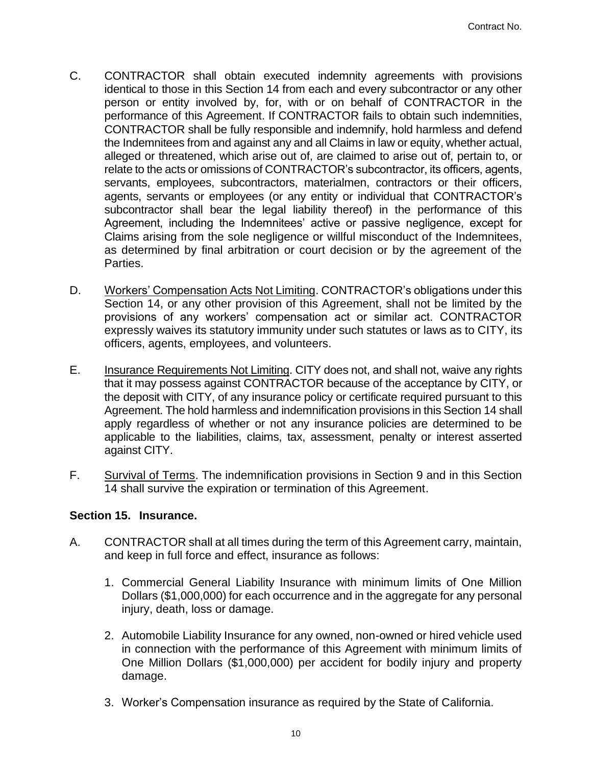C. CONTRACTOR shall obtain executed indemnity agreements with provisions identical to those in this Section 14 from each and every subcontractor or any other person or entity involved by, for, with or on behalf of CONTRACTOR in the performance of this Agreement. If CONTRACTOR fails to obtain such indemnities, CONTRACTOR shall be fully responsible and indemnify, hold harmless and defend the Indemnitees from and against any and all Claims in law or equity, whether actual, alleged or threatened, which arise out of, are claimed to arise out of, pertain to, or relate to the acts or omissions of CONTRACTOR's subcontractor, its officers, agents, servants, employees, subcontractors, materialmen, contractors or their officers, agents, servants or employees (or any entity or individual that CONTRACTOR's subcontractor shall bear the legal liability thereof) in the performance of this Agreement, including the Indemnitees' active or passive negligence, except for Claims arising from the sole negligence or willful misconduct of the Indemnitees, as determined by final arbitration or court decision or by the agreement of the Parties.

D. Workers' Compensation Acts Not Limiting. CONTRACTOR's obligations under this Section 14, or any other provision of this Agreement, shall not be limited by the provisions of any workers' compensation act or similar act. CONTRACTOR expressly waives its statutory immunity under such statutes or laws as to CITY, its officers, agents, employees, and volunteers.

E. Insurance Requirements Not Limiting. CITY does not, and shall not, waive any rights that it may possess against CONTRACTOR because of the acceptance by CITY, or the deposit with CITY, of any insurance policy or certificate required pursuant to this Agreement. The hold harmless and indemnification provisions in this Section 14 shall apply regardless of whether or not any insurance policies are determined to be applicable to the liabilities, claims, tax, assessment, penalty or interest asserted against CITY.

F. Survival of Terms. The indemnification provisions in Section 9 and in this Section 14 shall survive the expiration or termination of this Agreement.

**Section 15. Insurance.**

A. CONTRACTOR shall at all times during the term of this Agreement carry, maintain, and keep in full force and effect, insurance as follows:

1. Commercial General Liability Insurance with minimum limits of One Million Dollars ($1,000,000) for each occurrence and in the aggregate for any personal injury, death, loss or damage.

2. Automobile Liability Insurance for any owned, non-owned or hired vehicle used in connection with the performance of this Agreement with minimum limits of One Million Dollars ($1,000,000) per accident for bodily injury and property damage.

3. Worker's Compensation insurance as required by the State of California.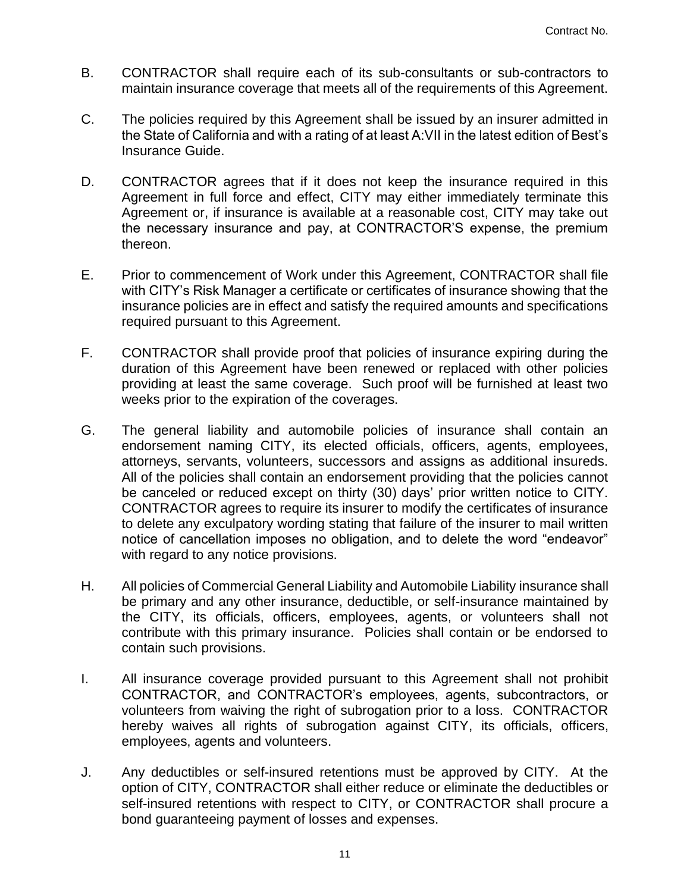B. CONTRACTOR shall require each of its sub-consultants or sub-contractors to maintain insurance coverage that meets all of the requirements of this Agreement.

C. The policies required by this Agreement shall be issued by an insurer admitted in the State of California and with a rating of at least A:VII in the latest edition of Best's Insurance Guide.

D. CONTRACTOR agrees that if it does not keep the insurance required in this Agreement in full force and effect, CITY may either immediately terminate this Agreement or, if insurance is available at a reasonable cost, CITY may take out the necessary insurance and pay, at CONTRACTOR'S expense, the premium thereon.

E. Prior to commencement of Work under this Agreement, CONTRACTOR shall file with CITY's Risk Manager a certificate or certificates of insurance showing that the insurance policies are in effect and satisfy the required amounts and specifications required pursuant to this Agreement.

F. CONTRACTOR shall provide proof that policies of insurance expiring during the duration of this Agreement have been renewed or replaced with other policies providing at least the same coverage. Such proof will be furnished at least two weeks prior to the expiration of the coverages.

G. The general liability and automobile policies of insurance shall contain an endorsement naming CITY, its elected officials, officers, agents, employees, attorneys, servants, volunteers, successors and assigns as additional insureds. All of the policies shall contain an endorsement providing that the policies cannot be canceled or reduced except on thirty (30) days' prior written notice to CITY. CONTRACTOR agrees to require its insurer to modify the certificates of insurance to delete any exculpatory wording stating that failure of the insurer to mail written notice of cancellation imposes no obligation, and to delete the word "endeavor" with regard to any notice provisions.

H. All policies of Commercial General Liability and Automobile Liability insurance shall be primary and any other insurance, deductible, or self-insurance maintained by the CITY, its officials, officers, employees, agents, or volunteers shall not contribute with this primary insurance. Policies shall contain or be endorsed to contain such provisions.

I. All insurance coverage provided pursuant to this Agreement shall not prohibit CONTRACTOR, and CONTRACTOR's employees, agents, subcontractors, or volunteers from waiving the right of subrogation prior to a loss. CONTRACTOR hereby waives all rights of subrogation against CITY, its officials, officers, employees, agents and volunteers.

J. Any deductibles or self-insured retentions must be approved by CITY. At the option of CITY, CONTRACTOR shall either reduce or eliminate the deductibles or self-insured retentions with respect to CITY, or CONTRACTOR shall procure a bond guaranteeing payment of losses and expenses.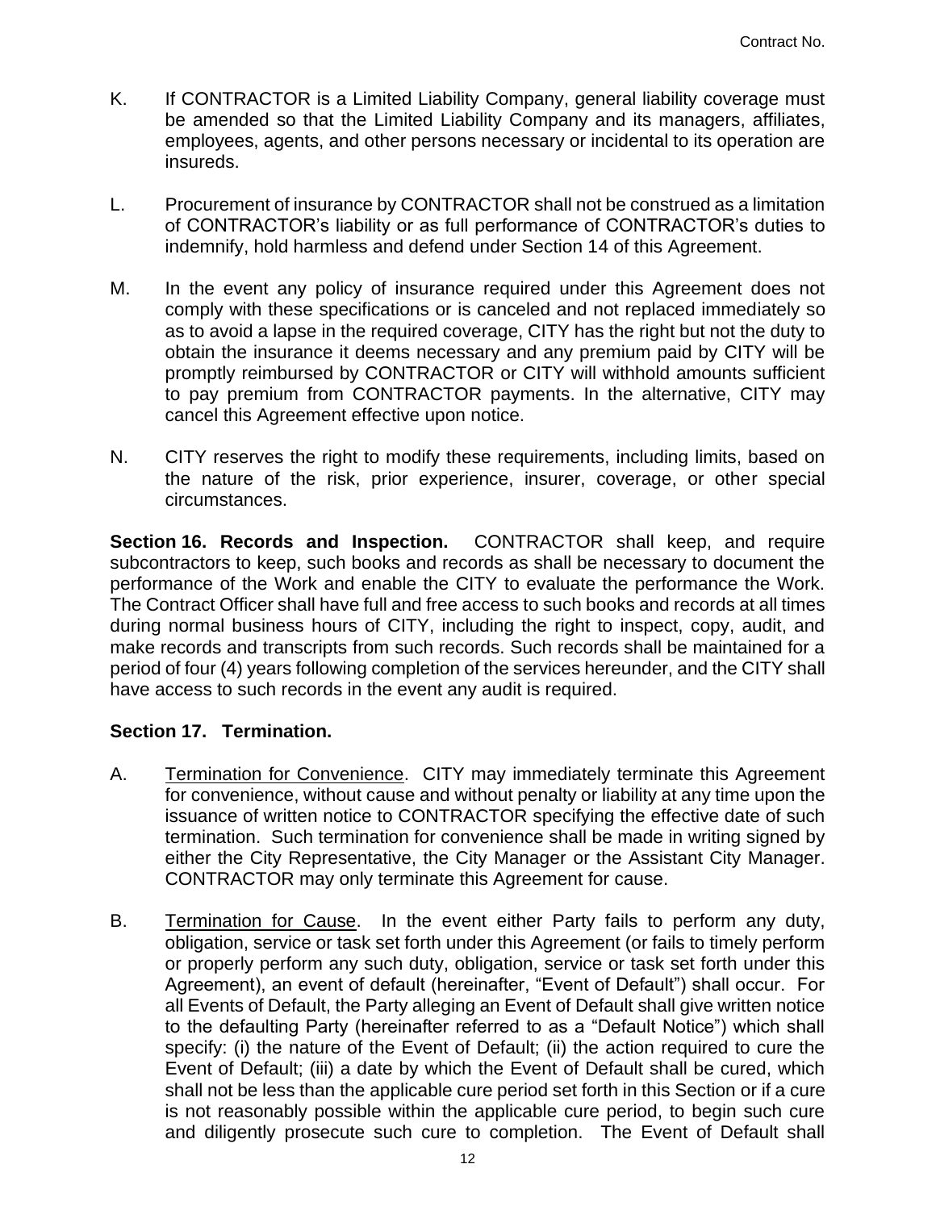K. If CONTRACTOR is a Limited Liability Company, general liability coverage must be amended so that the Limited Liability Company and its managers, affiliates, employees, agents, and other persons necessary or incidental to its operation are insureds.

L. Procurement of insurance by CONTRACTOR shall not be construed as a limitation of CONTRACTOR's liability or as full performance of CONTRACTOR's duties to indemnify, hold harmless and defend under Section 14 of this Agreement.

M. In the event any policy of insurance required under this Agreement does not comply with these specifications or is canceled and not replaced immediately so as to avoid a lapse in the required coverage, CITY has the right but not the duty to obtain the insurance it deems necessary and any premium paid by CITY will be promptly reimbursed by CONTRACTOR or CITY will withhold amounts sufficient to pay premium from CONTRACTOR payments. In the alternative, CITY may cancel this Agreement effective upon notice.

N. CITY reserves the right to modify these requirements, including limits, based on the nature of the risk, prior experience, insurer, coverage, or other special circumstances.

**Section 16. Records and Inspection.** CONTRACTOR shall keep, and require subcontractors to keep, such books and records as shall be necessary to document the performance of the Work and enable the CITY to evaluate the performance the Work. The Contract Officer shall have full and free access to such books and records at all times during normal business hours of CITY, including the right to inspect, copy, audit, and make records and transcripts from such records. Such records shall be maintained for a period of four (4) years following completion of the services hereunder, and the CITY shall have access to such records in the event any audit is required.

**Section 17. Termination.**

A. Termination for Convenience. CITY may immediately terminate this Agreement for convenience, without cause and without penalty or liability at any time upon the issuance of written notice to CONTRACTOR specifying the effective date of such termination. Such termination for convenience shall be made in writing signed by either the City Representative, the City Manager or the Assistant City Manager. CONTRACTOR may only terminate this Agreement for cause.

B. Termination for Cause. In the event either Party fails to perform any duty, obligation, service or task set forth under this Agreement (or fails to timely perform or properly perform any such duty, obligation, service or task set forth under this Agreement), an event of default (hereinafter, "Event of Default") shall occur. For all Events of Default, the Party alleging an Event of Default shall give written notice to the defaulting Party (hereinafter referred to as a "Default Notice") which shall specify: (i) the nature of the Event of Default; (ii) the action required to cure the Event of Default; (iii) a date by which the Event of Default shall be cured, which shall not be less than the applicable cure period set forth in this Section or if a cure is not reasonably possible within the applicable cure period, to begin such cure and diligently prosecute such cure to completion. The Event of Default shall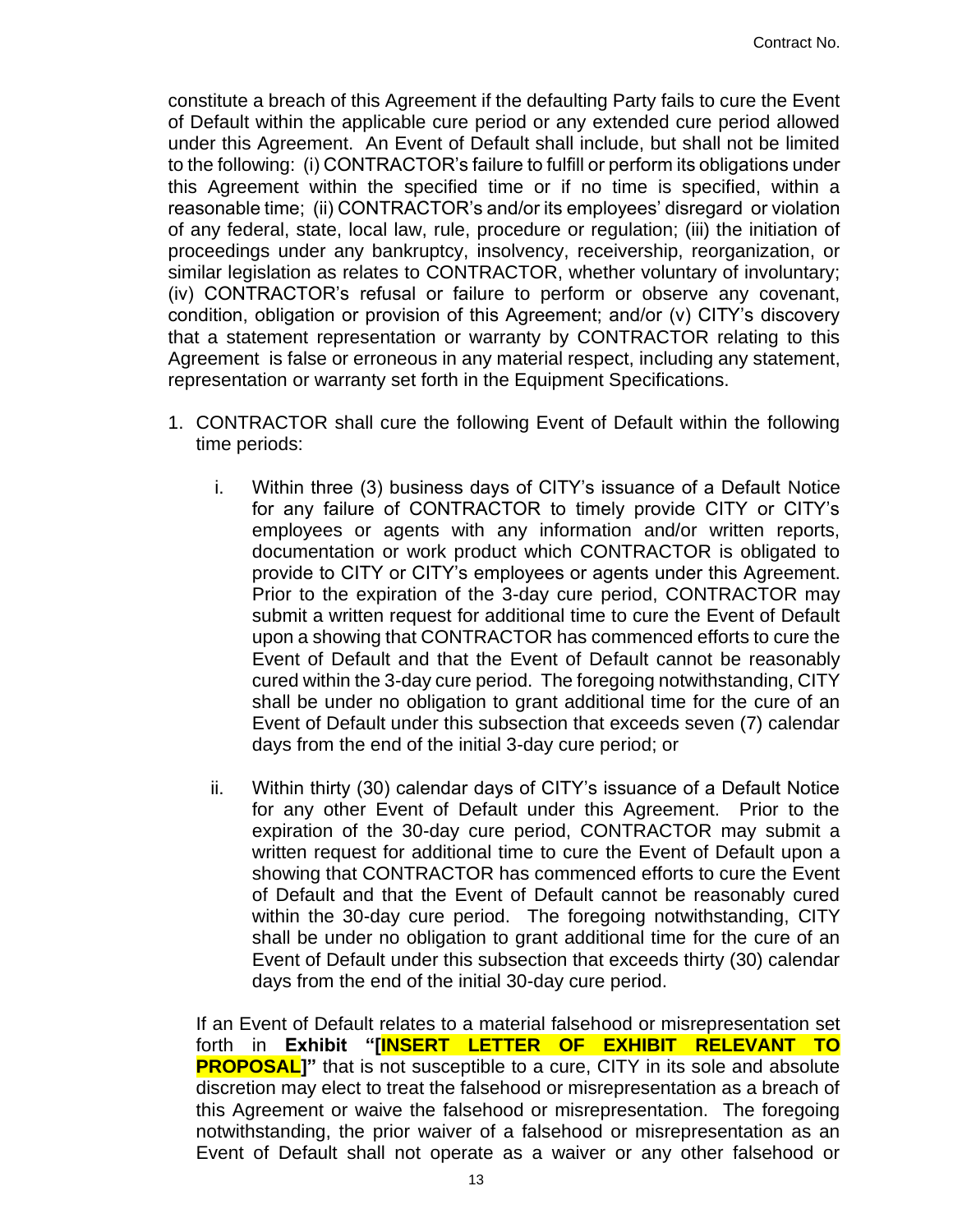constitute a breach of this Agreement if the defaulting Party fails to cure the Event of Default within the applicable cure period or any extended cure period allowed under this Agreement. An Event of Default shall include, but shall not be limited to the following: (i) CONTRACTOR's failure to fulfill or perform its obligations under this Agreement within the specified time or if no time is specified, within a reasonable time; (ii) CONTRACTOR's and/or its employees' disregard or violation of any federal, state, local law, rule, procedure or regulation; (iii) the initiation of proceedings under any bankruptcy, insolvency, receivership, reorganization, or similar legislation as relates to CONTRACTOR, whether voluntary of involuntary; (iv) CONTRACTOR's refusal or failure to perform or observe any covenant, condition, obligation or provision of this Agreement; and/or (v) CITY's discovery that a statement representation or warranty by CONTRACTOR relating to this Agreement is false or erroneous in any material respect, including any statement, representation or warranty set forth in the Equipment Specifications.

1. CONTRACTOR shall cure the following Event of Default within the following time periods:

   i. Within three (3) business days of CITY's issuance of a Default Notice for any failure of CONTRACTOR to timely provide CITY or CITY's employees or agents with any information and/or written reports, documentation or work product which CONTRACTOR is obligated to provide to CITY or CITY's employees or agents under this Agreement. Prior to the expiration of the 3-day cure period, CONTRACTOR may submit a written request for additional time to cure the Event of Default upon a showing that CONTRACTOR has commenced efforts to cure the Event of Default and that the Event of Default cannot be reasonably cured within the 3-day cure period. The foregoing notwithstanding, CITY shall be under no obligation to grant additional time for the cure of an Event of Default under this subsection that exceeds seven (7) calendar days from the end of the initial 3-day cure period; or

   ii. Within thirty (30) calendar days of CITY's issuance of a Default Notice for any other Event of Default under this Agreement. Prior to the expiration of the 30-day cure period, CONTRACTOR may submit a written request for additional time to cure the Event of Default upon a showing that CONTRACTOR has commenced efforts to cure the Event of Default and that the Event of Default cannot be reasonably cured within the 30-day cure period. The foregoing notwithstanding, CITY shall be under no obligation to grant additional time for the cure of an Event of Default under this subsection that exceeds thirty (30) calendar days from the end of the initial 30-day cure period.

   If an Event of Default relates to a material falsehood or misrepresentation set forth in **Exhibit "[INSERT LETTER OF EXHIBIT RELEVANT TO PROPOSAL]"** that is not susceptible to a cure, CITY in its sole and absolute discretion may elect to treat the falsehood or misrepresentation as a breach of this Agreement or waive the falsehood or misrepresentation. The foregoing notwithstanding, the prior waiver of a falsehood or misrepresentation as an Event of Default shall not operate as a waiver or any other falsehood or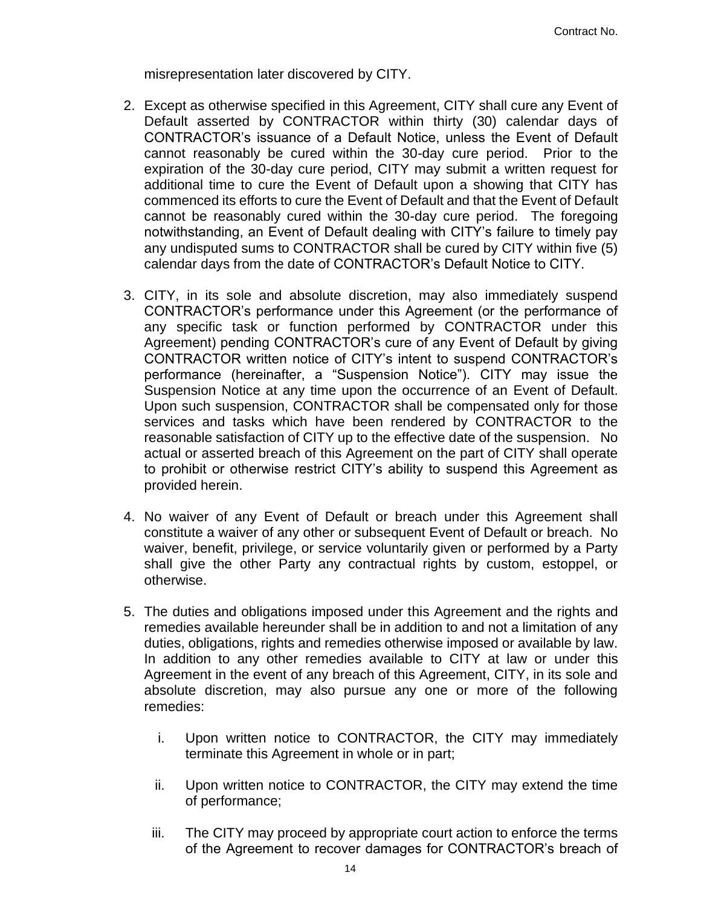misrepresentation later discovered by CITY.

2. Except as otherwise specified in this Agreement, CITY shall cure any Event of Default asserted by CONTRACTOR within thirty (30) calendar days of CONTRACTOR's issuance of a Default Notice, unless the Event of Default cannot reasonably be cured within the 30-day cure period. Prior to the expiration of the 30-day cure period, CITY may submit a written request for additional time to cure the Event of Default upon a showing that CITY has commenced its efforts to cure the Event of Default and that the Event of Default cannot be reasonably cured within the 30-day cure period. The foregoing notwithstanding, an Event of Default dealing with CITY's failure to timely pay any undisputed sums to CONTRACTOR shall be cured by CITY within five (5) calendar days from the date of CONTRACTOR's Default Notice to CITY.

3. CITY, in its sole and absolute discretion, may also immediately suspend CONTRACTOR's performance under this Agreement (or the performance of any specific task or function performed by CONTRACTOR under this Agreement) pending CONTRACTOR's cure of any Event of Default by giving CONTRACTOR written notice of CITY's intent to suspend CONTRACTOR's performance (hereinafter, a "Suspension Notice"). CITY may issue the Suspension Notice at any time upon the occurrence of an Event of Default. Upon such suspension, CONTRACTOR shall be compensated only for those services and tasks which have been rendered by CONTRACTOR to the reasonable satisfaction of CITY up to the effective date of the suspension. No actual or asserted breach of this Agreement on the part of CITY shall operate to prohibit or otherwise restrict CITY's ability to suspend this Agreement as provided herein.

4. No waiver of any Event of Default or breach under this Agreement shall constitute a waiver of any other or subsequent Event of Default or breach. No waiver, benefit, privilege, or service voluntarily given or performed by a Party shall give the other Party any contractual rights by custom, estoppel, or otherwise.

5. The duties and obligations imposed under this Agreement and the rights and remedies available hereunder shall be in addition to and not a limitation of any duties, obligations, rights and remedies otherwise imposed or available by law. In addition to any other remedies available to CITY at law or under this Agreement in the event of any breach of this Agreement, CITY, in its sole and absolute discretion, may also pursue any one or more of the following remedies:

   i. Upon written notice to CONTRACTOR, the CITY may immediately terminate this Agreement in whole or in part;

   ii. Upon written notice to CONTRACTOR, the CITY may extend the time of performance;

   iii. The CITY may proceed by appropriate court action to enforce the terms of the Agreement to recover damages for CONTRACTOR's breach of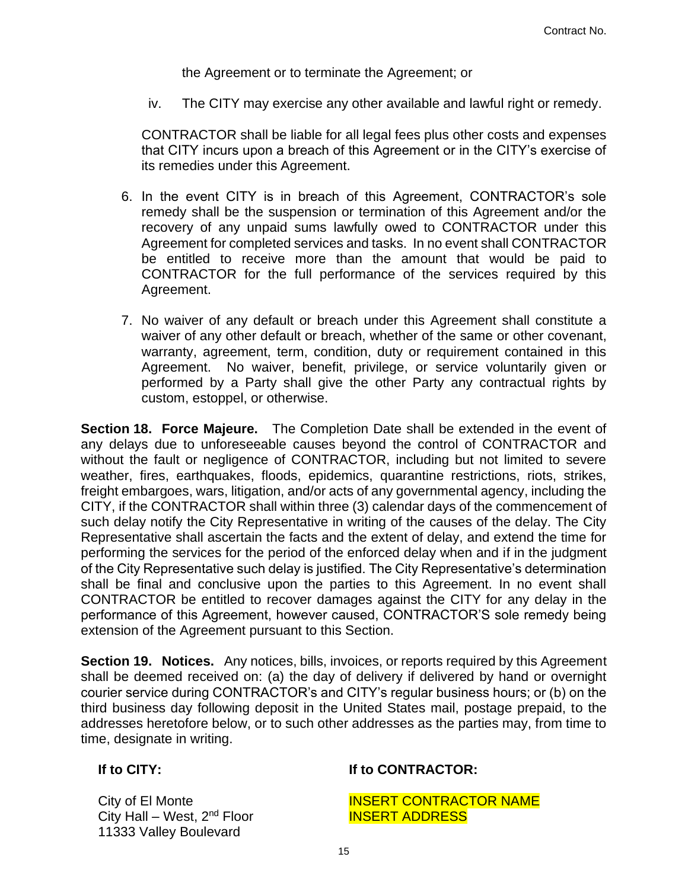the Agreement or to terminate the Agreement; or

iv. The CITY may exercise any other available and lawful right or remedy.

CONTRACTOR shall be liable for all legal fees plus other costs and expenses that CITY incurs upon a breach of this Agreement or in the CITY's exercise of its remedies under this Agreement.

6. In the event CITY is in breach of this Agreement, CONTRACTOR's sole remedy shall be the suspension or termination of this Agreement and/or the recovery of any unpaid sums lawfully owed to CONTRACTOR under this Agreement for completed services and tasks. In no event shall CONTRACTOR be entitled to receive more than the amount that would be paid to CONTRACTOR for the full performance of the services required by this Agreement.

7. No waiver of any default or breach under this Agreement shall constitute a waiver of any other default or breach, whether of the same or other covenant, warranty, agreement, term, condition, duty or requirement contained in this Agreement. No waiver, benefit, privilege, or service voluntarily given or performed by a Party shall give the other Party any contractual rights by custom, estoppel, or otherwise.

**Section 18. Force Majeure.** The Completion Date shall be extended in the event of any delays due to unforeseeable causes beyond the control of CONTRACTOR and without the fault or negligence of CONTRACTOR, including but not limited to severe weather, fires, earthquakes, floods, epidemics, quarantine restrictions, riots, strikes, freight embargoes, wars, litigation, and/or acts of any governmental agency, including the CITY, if the CONTRACTOR shall within three (3) calendar days of the commencement of such delay notify the City Representative in writing of the causes of the delay. The City Representative shall ascertain the facts and the extent of delay, and extend the time for performing the services for the period of the enforced delay when and if in the judgment of the City Representative such delay is justified. The City Representative's determination shall be final and conclusive upon the parties to this Agreement. In no event shall CONTRACTOR be entitled to recover damages against the CITY for any delay in the performance of this Agreement, however caused, CONTRACTOR'S sole remedy being extension of the Agreement pursuant to this Section.

**Section 19. Notices.** Any notices, bills, invoices, or reports required by this Agreement shall be deemed received on: (a) the day of delivery if delivered by hand or overnight courier service during CONTRACTOR's and CITY's regular business hours; or (b) on the third business day following deposit in the United States mail, postage prepaid, to the addresses heretofore below, or to such other addresses as the parties may, from time to time, designate in writing.

**If to CITY:**

City of El Monte
City Hall – West, 2nd Floor
11333 Valley Boulevard

**If to CONTRACTOR:**

INSERT CONTRACTOR NAME
INSERT ADDRESS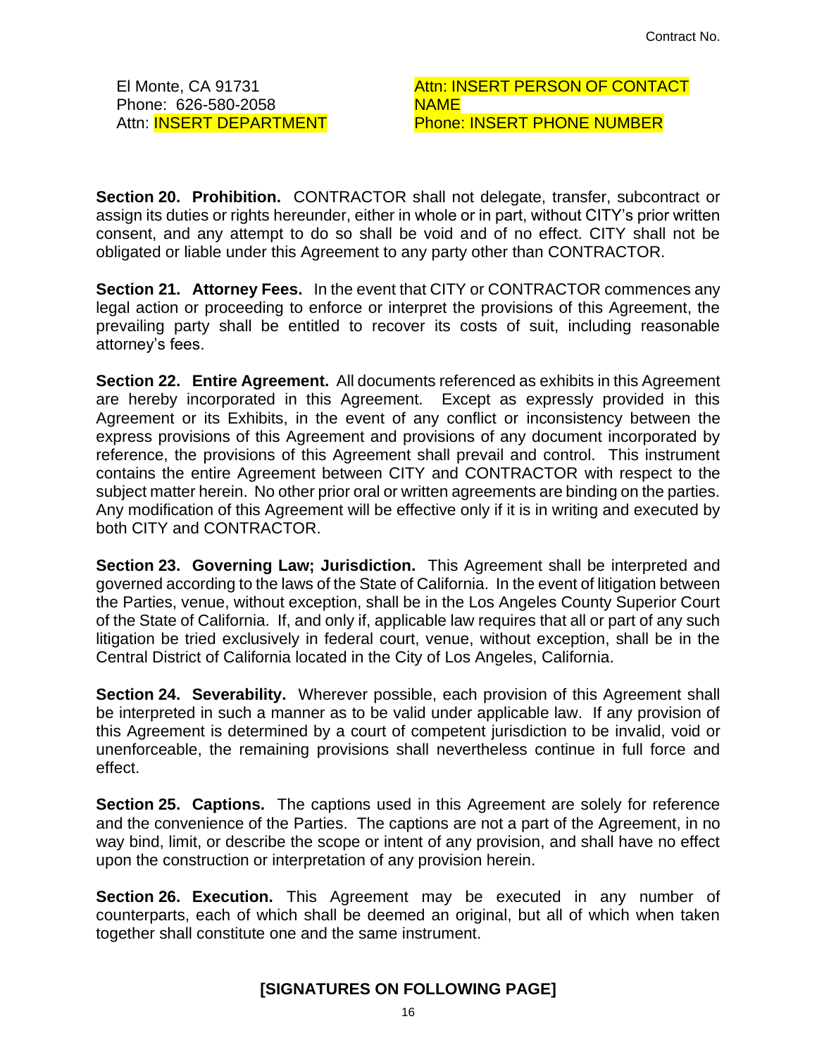| | |
|---|---|
| El Monte, CA 91731 | Attn: INSERT PERSON OF CONTACT NAME |
| Phone: 626-580-2058 | Phone: INSERT PHONE NUMBER |
| Attn: INSERT DEPARTMENT | |

**Section 20. Prohibition.** CONTRACTOR shall not delegate, transfer, subcontract or assign its duties or rights hereunder, either in whole or in part, without CITY's prior written consent, and any attempt to do so shall be void and of no effect. CITY shall not be obligated or liable under this Agreement to any party other than CONTRACTOR.

**Section 21. Attorney Fees.** In the event that CITY or CONTRACTOR commences any legal action or proceeding to enforce or interpret the provisions of this Agreement, the prevailing party shall be entitled to recover its costs of suit, including reasonable attorney's fees.

**Section 22. Entire Agreement.** All documents referenced as exhibits in this Agreement are hereby incorporated in this Agreement. Except as expressly provided in this Agreement or its Exhibits, in the event of any conflict or inconsistency between the express provisions of this Agreement and provisions of any document incorporated by reference, the provisions of this Agreement shall prevail and control. This instrument contains the entire Agreement between CITY and CONTRACTOR with respect to the subject matter herein. No other prior oral or written agreements are binding on the parties. Any modification of this Agreement will be effective only if it is in writing and executed by both CITY and CONTRACTOR.

**Section 23. Governing Law; Jurisdiction.** This Agreement shall be interpreted and governed according to the laws of the State of California. In the event of litigation between the Parties, venue, without exception, shall be in the Los Angeles County Superior Court of the State of California. If, and only if, applicable law requires that all or part of any such litigation be tried exclusively in federal court, venue, without exception, shall be in the Central District of California located in the City of Los Angeles, California.

**Section 24. Severability.** Wherever possible, each provision of this Agreement shall be interpreted in such a manner as to be valid under applicable law. If any provision of this Agreement is determined by a court of competent jurisdiction to be invalid, void or unenforceable, the remaining provisions shall nevertheless continue in full force and effect.

**Section 25. Captions.** The captions used in this Agreement are solely for reference and the convenience of the Parties. The captions are not a part of the Agreement, in no way bind, limit, or describe the scope or intent of any provision, and shall have no effect upon the construction or interpretation of any provision herein.

**Section 26. Execution.** This Agreement may be executed in any number of counterparts, each of which shall be deemed an original, but all of which when taken together shall constitute one and the same instrument.

**[SIGNATURES ON FOLLOWING PAGE]**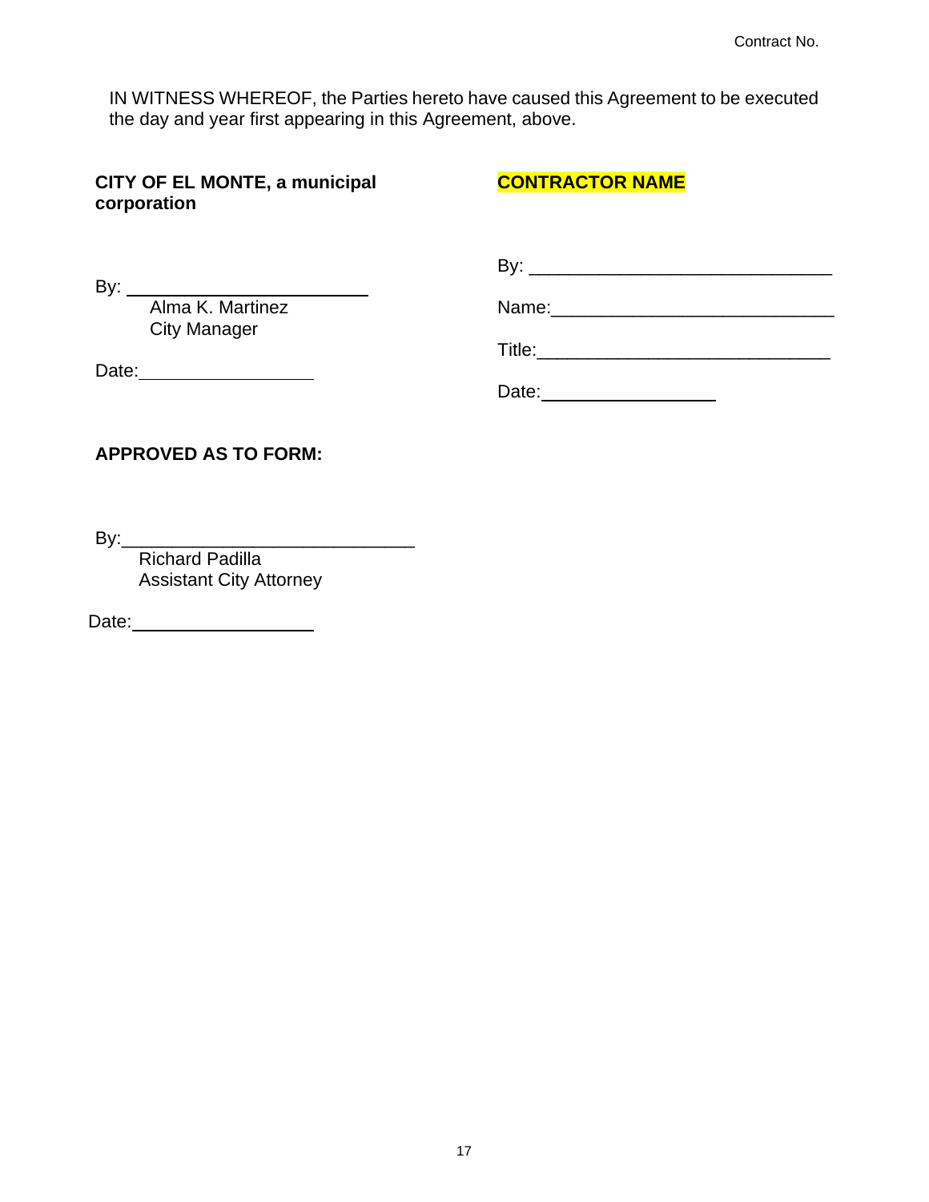IN WITNESS WHEREOF, the Parties hereto have caused this Agreement to be executed the day and year first appearing in this Agreement, above.

**CITY OF EL MONTE, a municipal corporation**

By: ______________________
Alma K. Martinez
City Manager

Date: ________________

**CONTRACTOR NAME**

By: ______________________________

Name: ____________________________

Title: _____________________________

Date: ________________

**APPROVED AS TO FORM:**

By: ______________________________
Richard Padilla
Assistant City Attorney

Date: ________________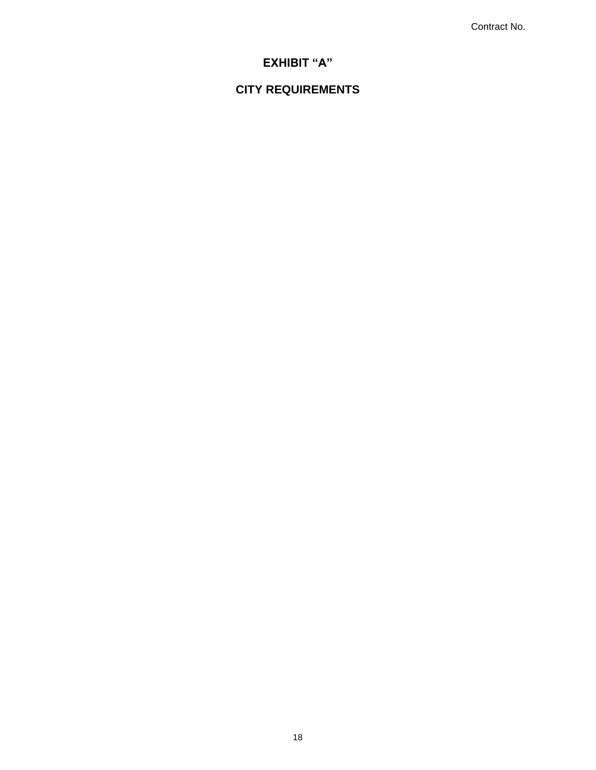Contract No.

# EXHIBIT "A"

## CITY REQUIREMENTS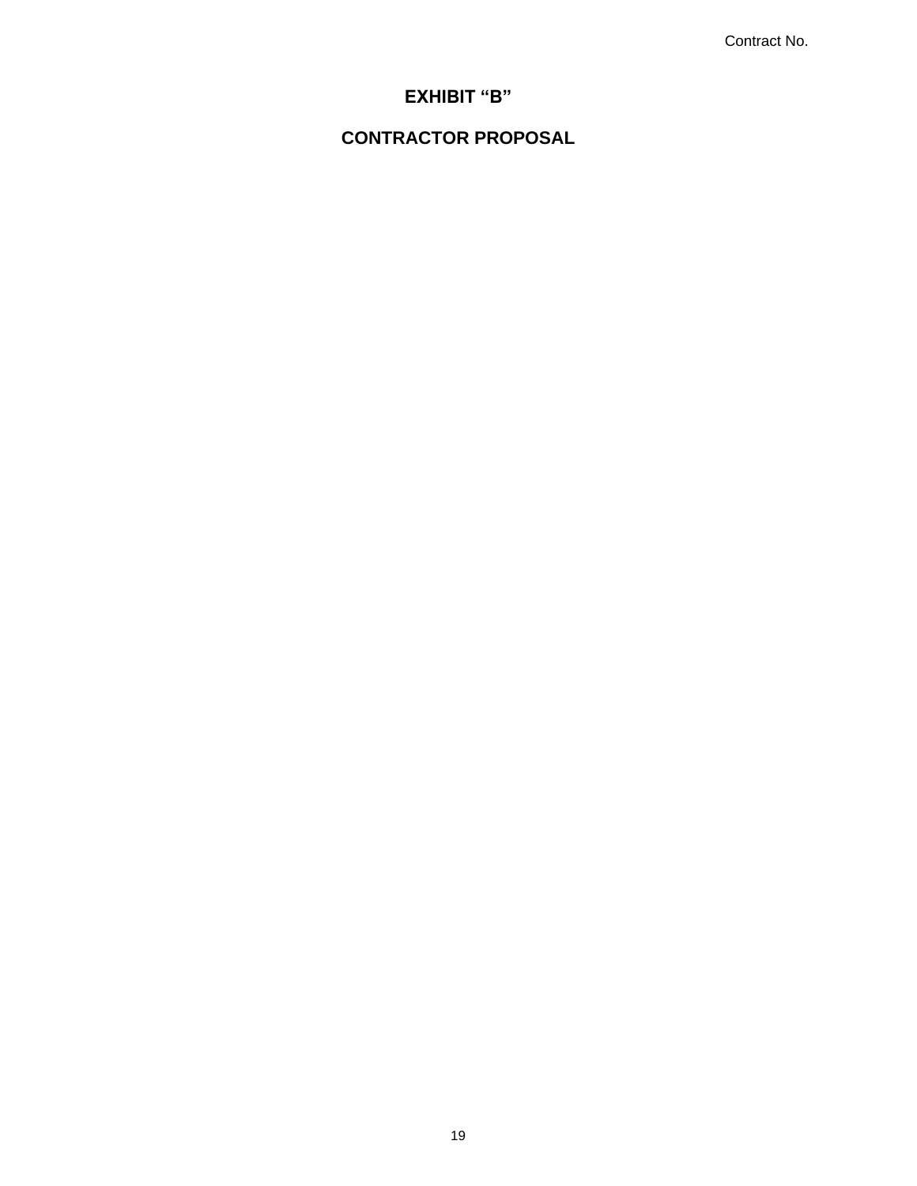Contract No.

# EXHIBIT "B"

# CONTRACTOR PROPOSAL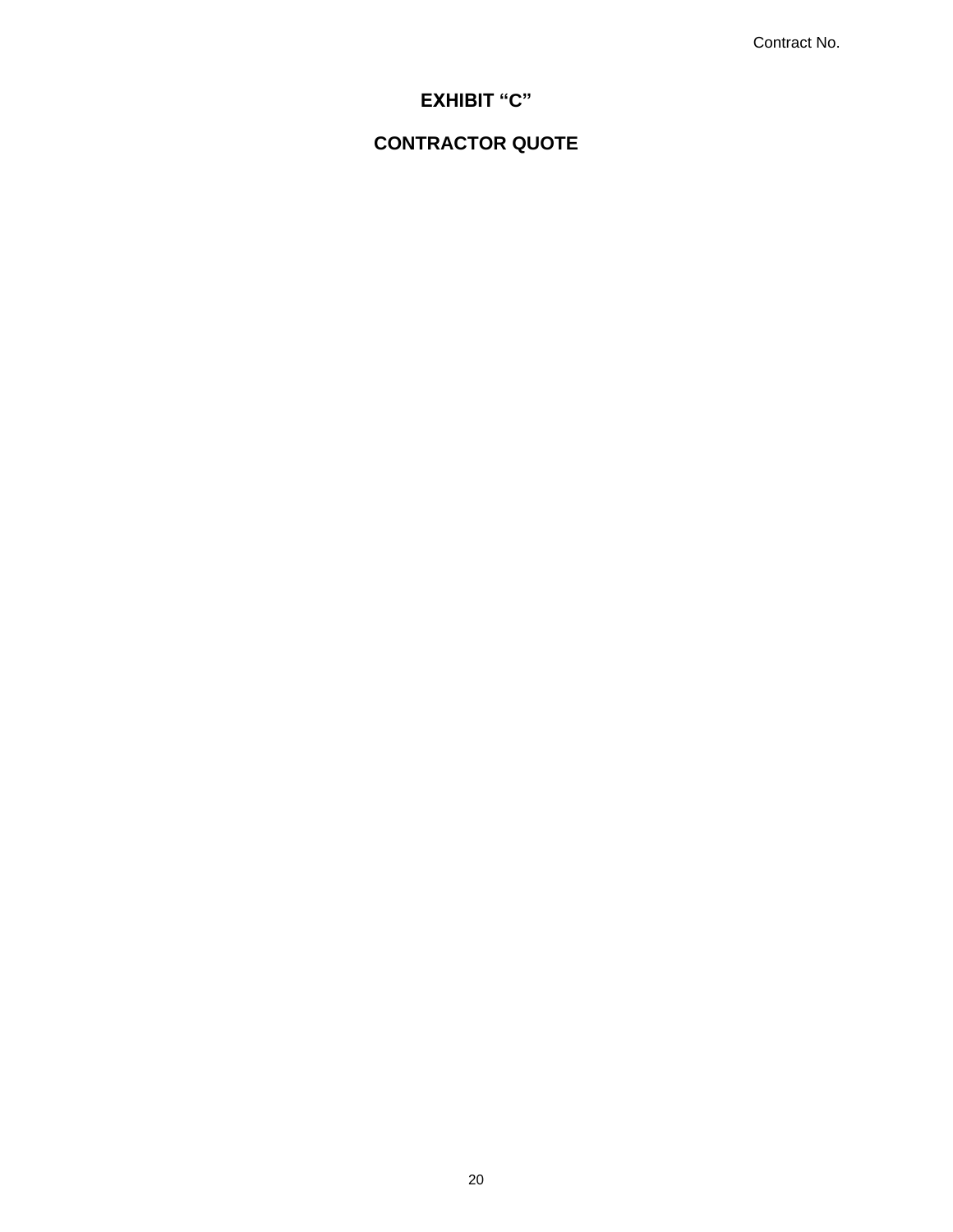Contract No.

# EXHIBIT "C"

# CONTRACTOR QUOTE